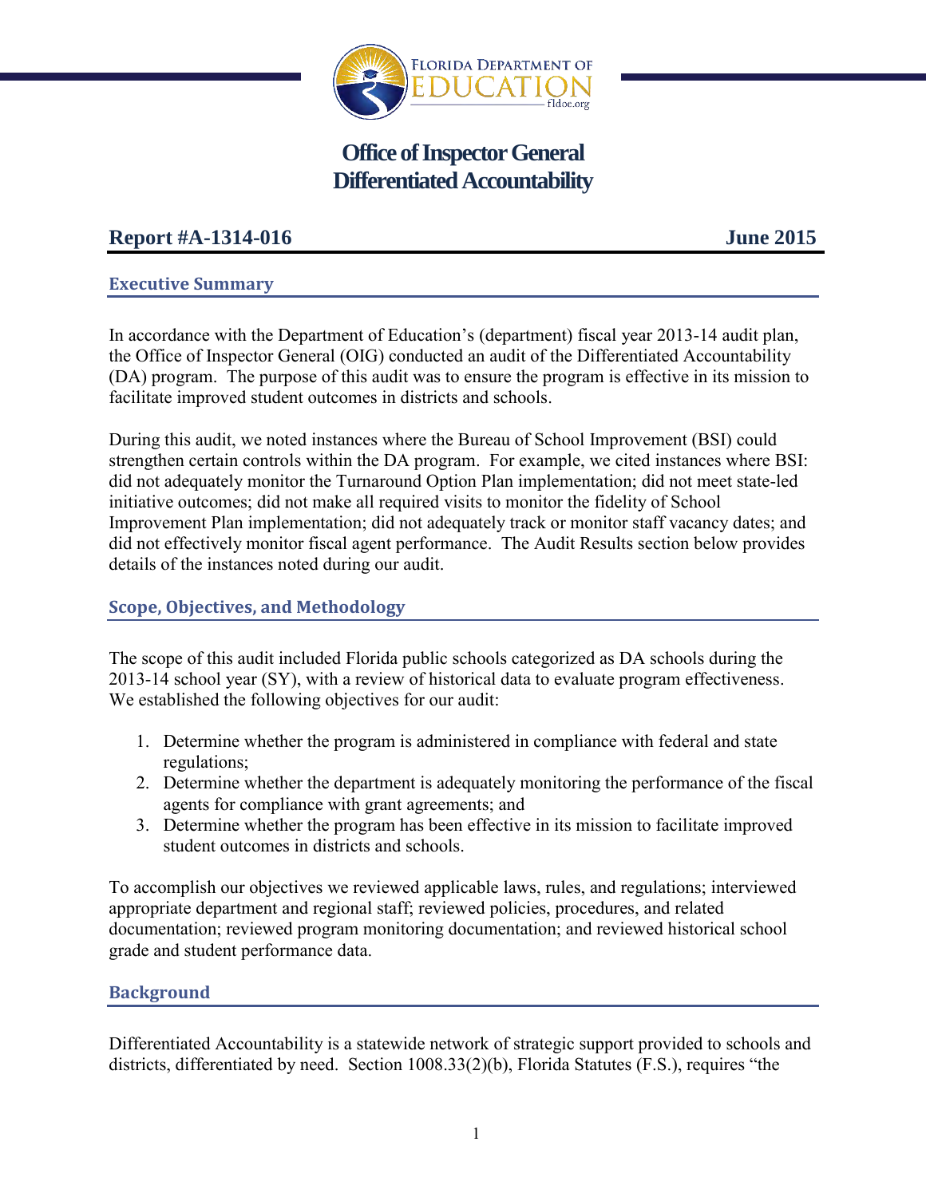# Office of Inspector General
# Differentiated Accountability

## Report #A-1314-016 — June 2015

### Executive Summary

In accordance with the Department of Education's (department) fiscal year 2013-14 audit plan, the Office of Inspector General (OIG) conducted an audit of the Differentiated Accountability (DA) program. The purpose of this audit was to ensure the program is effective in its mission to facilitate improved student outcomes in districts and schools.

During this audit, we noted instances where the Bureau of School Improvement (BSI) could strengthen certain controls within the DA program. For example, we cited instances where BSI: did not adequately monitor the Turnaround Option Plan implementation; did not meet state-led initiative outcomes; did not make all required visits to monitor the fidelity of School Improvement Plan implementation; did not adequately track or monitor staff vacancy dates; and did not effectively monitor fiscal agent performance. The Audit Results section below provides details of the instances noted during our audit.

### Scope, Objectives, and Methodology

The scope of this audit included Florida public schools categorized as DA schools during the 2013-14 school year (SY), with a review of historical data to evaluate program effectiveness. We established the following objectives for our audit:

1. Determine whether the program is administered in compliance with federal and state regulations;
2. Determine whether the department is adequately monitoring the performance of the fiscal agents for compliance with grant agreements; and
3. Determine whether the program has been effective in its mission to facilitate improved student outcomes in districts and schools.

To accomplish our objectives we reviewed applicable laws, rules, and regulations; interviewed appropriate department and regional staff; reviewed policies, procedures, and related documentation; reviewed program monitoring documentation; and reviewed historical school grade and student performance data.

### Background

Differentiated Accountability is a statewide network of strategic support provided to schools and districts, differentiated by need. Section 1008.33(2)(b), Florida Statutes (F.S.), requires "the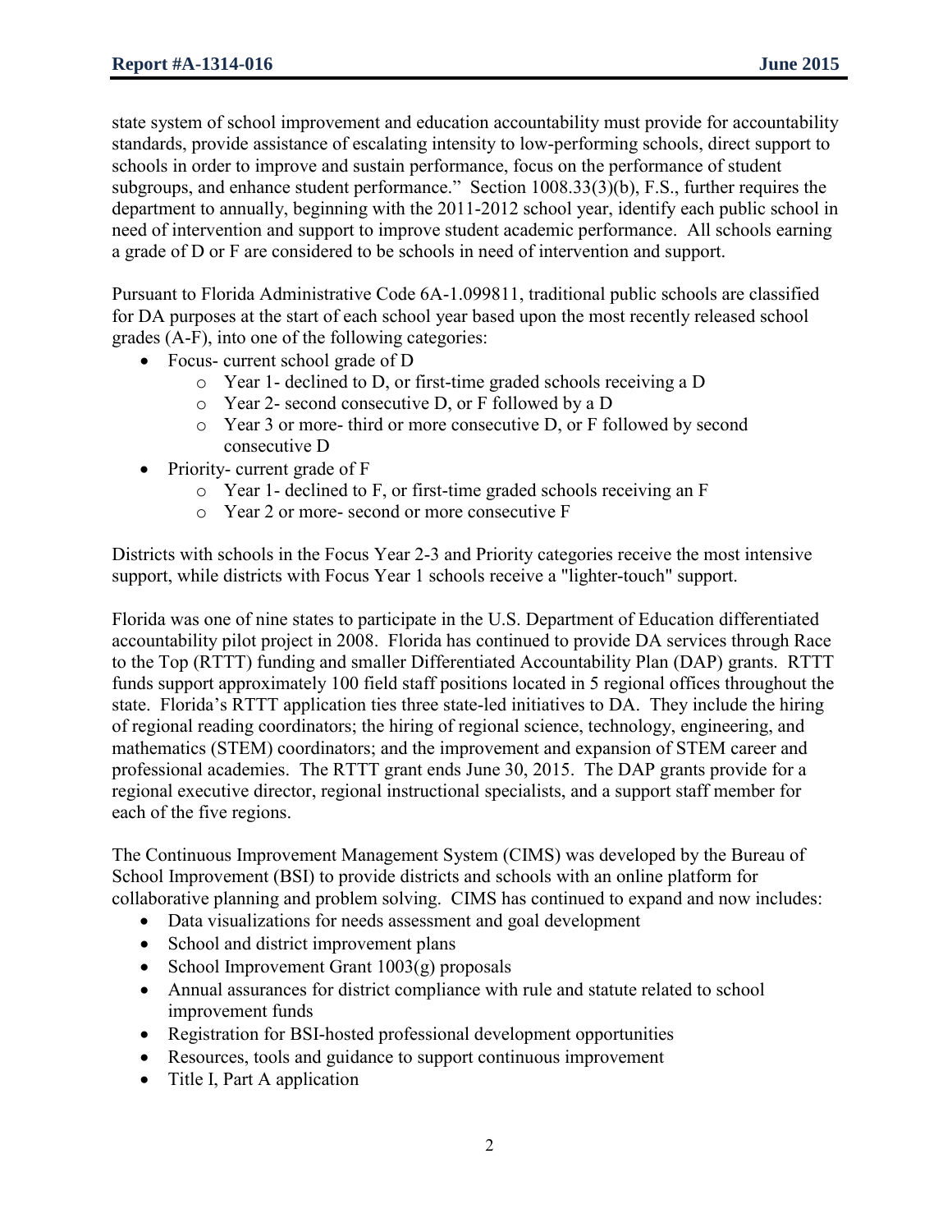state system of school improvement and education accountability must provide for accountability standards, provide assistance of escalating intensity to low-performing schools, direct support to schools in order to improve and sustain performance, focus on the performance of student subgroups, and enhance student performance." Section 1008.33(3)(b), F.S., further requires the department to annually, beginning with the 2011-2012 school year, identify each public school in need of intervention and support to improve student academic performance. All schools earning a grade of D or F are considered to be schools in need of intervention and support.

Pursuant to Florida Administrative Code 6A-1.099811, traditional public schools are classified for DA purposes at the start of each school year based upon the most recently released school grades (A-F), into one of the following categories:

- Focus- current school grade of D
  - Year 1- declined to D, or first-time graded schools receiving a D
  - Year 2- second consecutive D, or F followed by a D
  - Year 3 or more- third or more consecutive D, or F followed by second consecutive D
- Priority- current grade of F
  - Year 1- declined to F, or first-time graded schools receiving an F
  - Year 2 or more- second or more consecutive F

Districts with schools in the Focus Year 2-3 and Priority categories receive the most intensive support, while districts with Focus Year 1 schools receive a "lighter-touch" support.

Florida was one of nine states to participate in the U.S. Department of Education differentiated accountability pilot project in 2008. Florida has continued to provide DA services through Race to the Top (RTTT) funding and smaller Differentiated Accountability Plan (DAP) grants. RTTT funds support approximately 100 field staff positions located in 5 regional offices throughout the state. Florida's RTTT application ties three state-led initiatives to DA. They include the hiring of regional reading coordinators; the hiring of regional science, technology, engineering, and mathematics (STEM) coordinators; and the improvement and expansion of STEM career and professional academies. The RTTT grant ends June 30, 2015. The DAP grants provide for a regional executive director, regional instructional specialists, and a support staff member for each of the five regions.

The Continuous Improvement Management System (CIMS) was developed by the Bureau of School Improvement (BSI) to provide districts and schools with an online platform for collaborative planning and problem solving. CIMS has continued to expand and now includes:

- Data visualizations for needs assessment and goal development
- School and district improvement plans
- School Improvement Grant 1003(g) proposals
- Annual assurances for district compliance with rule and statute related to school improvement funds
- Registration for BSI-hosted professional development opportunities
- Resources, tools and guidance to support continuous improvement
- Title I, Part A application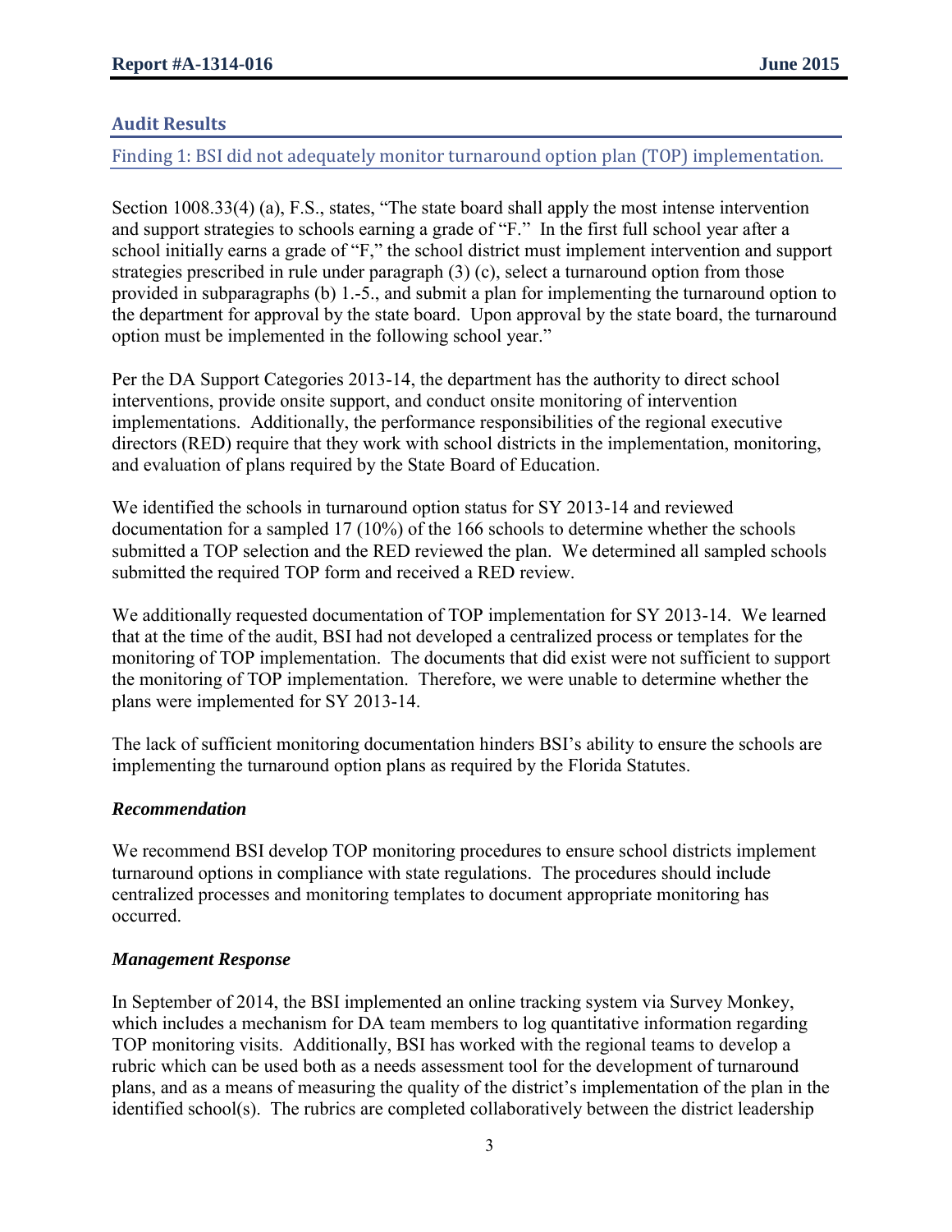## Audit Results

### Finding 1: BSI did not adequately monitor turnaround option plan (TOP) implementation.

Section 1008.33(4) (a), F.S., states, "The state board shall apply the most intense intervention and support strategies to schools earning a grade of "F." In the first full school year after a school initially earns a grade of "F," the school district must implement intervention and support strategies prescribed in rule under paragraph (3) (c), select a turnaround option from those provided in subparagraphs (b) 1.-5., and submit a plan for implementing the turnaround option to the department for approval by the state board. Upon approval by the state board, the turnaround option must be implemented in the following school year."

Per the DA Support Categories 2013-14, the department has the authority to direct school interventions, provide onsite support, and conduct onsite monitoring of intervention implementations. Additionally, the performance responsibilities of the regional executive directors (RED) require that they work with school districts in the implementation, monitoring, and evaluation of plans required by the State Board of Education.

We identified the schools in turnaround option status for SY 2013-14 and reviewed documentation for a sampled 17 (10%) of the 166 schools to determine whether the schools submitted a TOP selection and the RED reviewed the plan. We determined all sampled schools submitted the required TOP form and received a RED review.

We additionally requested documentation of TOP implementation for SY 2013-14. We learned that at the time of the audit, BSI had not developed a centralized process or templates for the monitoring of TOP implementation. The documents that did exist were not sufficient to support the monitoring of TOP implementation. Therefore, we were unable to determine whether the plans were implemented for SY 2013-14.

The lack of sufficient monitoring documentation hinders BSI's ability to ensure the schools are implementing the turnaround option plans as required by the Florida Statutes.

***Recommendation***

We recommend BSI develop TOP monitoring procedures to ensure school districts implement turnaround options in compliance with state regulations. The procedures should include centralized processes and monitoring templates to document appropriate monitoring has occurred.

***Management Response***

In September of 2014, the BSI implemented an online tracking system via Survey Monkey, which includes a mechanism for DA team members to log quantitative information regarding TOP monitoring visits. Additionally, BSI has worked with the regional teams to develop a rubric which can be used both as a needs assessment tool for the development of turnaround plans, and as a means of measuring the quality of the district's implementation of the plan in the identified school(s). The rubrics are completed collaboratively between the district leadership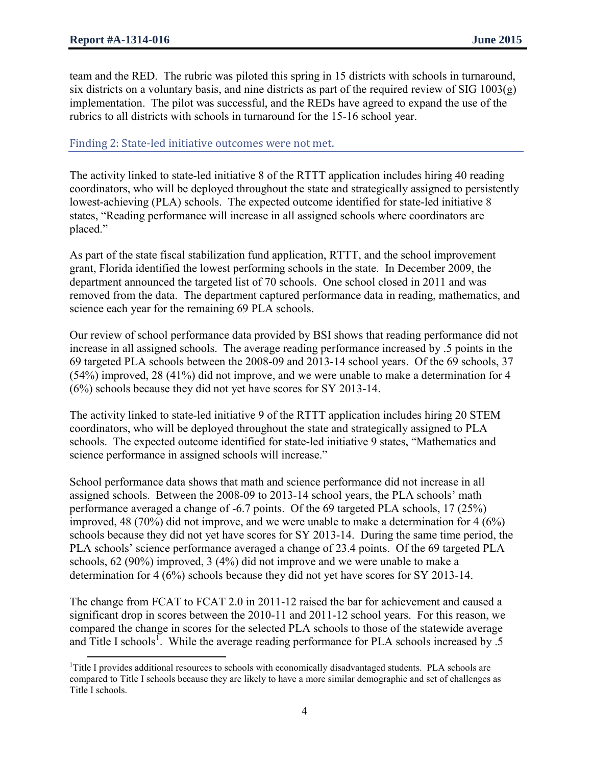team and the RED. The rubric was piloted this spring in 15 districts with schools in turnaround, six districts on a voluntary basis, and nine districts as part of the required review of SIG 1003(g) implementation. The pilot was successful, and the REDs have agreed to expand the use of the rubrics to all districts with schools in turnaround for the 15-16 school year.

## Finding 2: State-led initiative outcomes were not met.

The activity linked to state-led initiative 8 of the RTTT application includes hiring 40 reading coordinators, who will be deployed throughout the state and strategically assigned to persistently lowest-achieving (PLA) schools. The expected outcome identified for state-led initiative 8 states, "Reading performance will increase in all assigned schools where coordinators are placed."

As part of the state fiscal stabilization fund application, RTTT, and the school improvement grant, Florida identified the lowest performing schools in the state. In December 2009, the department announced the targeted list of 70 schools. One school closed in 2011 and was removed from the data. The department captured performance data in reading, mathematics, and science each year for the remaining 69 PLA schools.

Our review of school performance data provided by BSI shows that reading performance did not increase in all assigned schools. The average reading performance increased by .5 points in the 69 targeted PLA schools between the 2008-09 and 2013-14 school years. Of the 69 schools, 37 (54%) improved, 28 (41%) did not improve, and we were unable to make a determination for 4 (6%) schools because they did not yet have scores for SY 2013-14.

The activity linked to state-led initiative 9 of the RTTT application includes hiring 20 STEM coordinators, who will be deployed throughout the state and strategically assigned to PLA schools. The expected outcome identified for state-led initiative 9 states, "Mathematics and science performance in assigned schools will increase."

School performance data shows that math and science performance did not increase in all assigned schools. Between the 2008-09 to 2013-14 school years, the PLA schools' math performance averaged a change of -6.7 points. Of the 69 targeted PLA schools, 17 (25%) improved, 48 (70%) did not improve, and we were unable to make a determination for 4 (6%) schools because they did not yet have scores for SY 2013-14. During the same time period, the PLA schools' science performance averaged a change of 23.4 points. Of the 69 targeted PLA schools, 62 (90%) improved, 3 (4%) did not improve and we were unable to make a determination for 4 (6%) schools because they did not yet have scores for SY 2013-14.

The change from FCAT to FCAT 2.0 in 2011-12 raised the bar for achievement and caused a significant drop in scores between the 2010-11 and 2011-12 school years. For this reason, we compared the change in scores for the selected PLA schools to those of the statewide average and Title I schools[1]. While the average reading performance for PLA schools increased by .5

[1] Title I provides additional resources to schools with economically disadvantaged students. PLA schools are compared to Title I schools because they are likely to have a more similar demographic and set of challenges as Title I schools.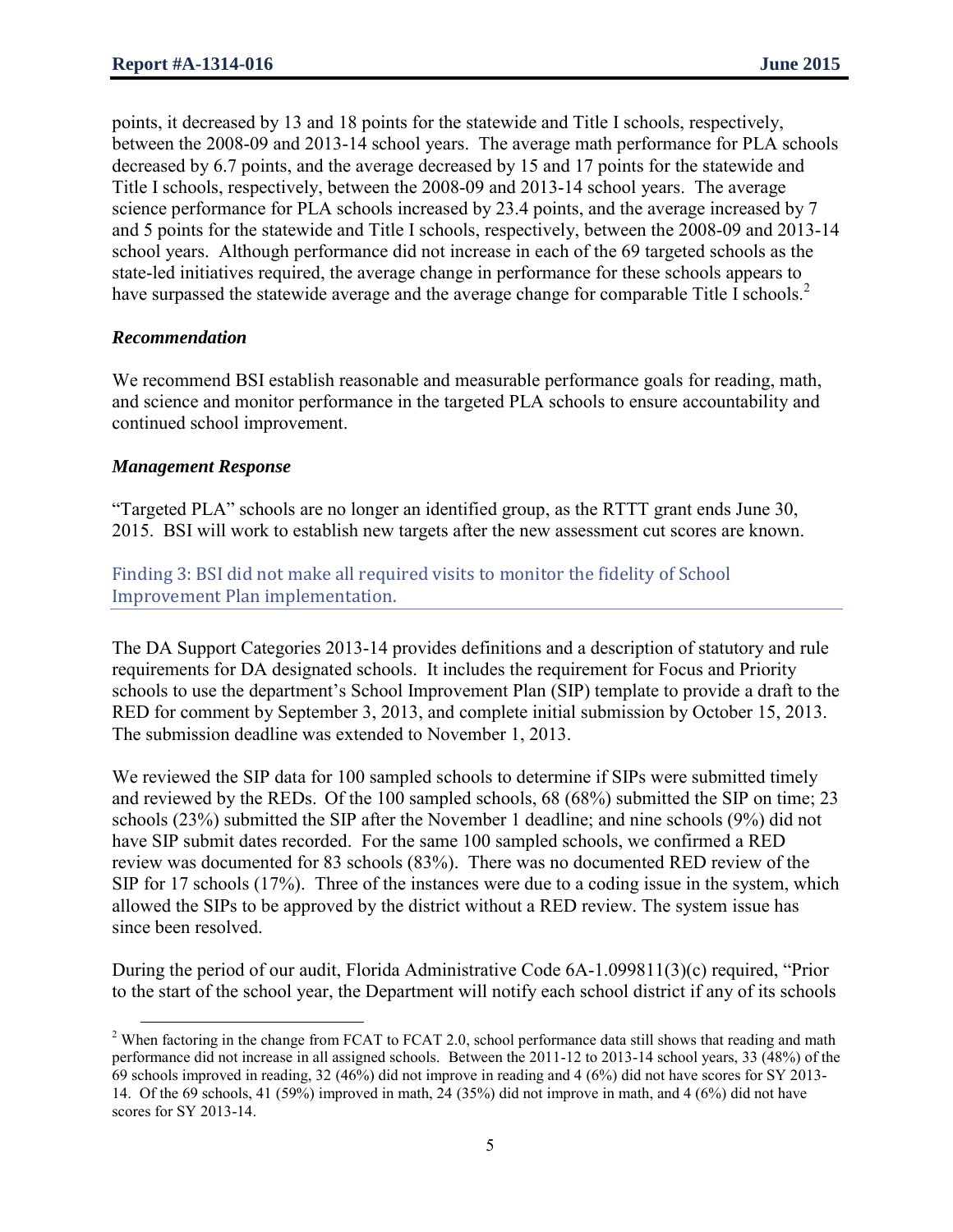points, it decreased by 13 and 18 points for the statewide and Title I schools, respectively, between the 2008-09 and 2013-14 school years. The average math performance for PLA schools decreased by 6.7 points, and the average decreased by 15 and 17 points for the statewide and Title I schools, respectively, between the 2008-09 and 2013-14 school years. The average science performance for PLA schools increased by 23.4 points, and the average increased by 7 and 5 points for the statewide and Title I schools, respectively, between the 2008-09 and 2013-14 school years. Although performance did not increase in each of the 69 targeted schools as the state-led initiatives required, the average change in performance for these schools appears to have surpassed the statewide average and the average change for comparable Title I schools.[2]

### *Recommendation*

We recommend BSI establish reasonable and measurable performance goals for reading, math, and science and monitor performance in the targeted PLA schools to ensure accountability and continued school improvement.

### *Management Response*

"Targeted PLA" schools are no longer an identified group, as the RTTT grant ends June 30, 2015. BSI will work to establish new targets after the new assessment cut scores are known.

## Finding 3: BSI did not make all required visits to monitor the fidelity of School Improvement Plan implementation.

The DA Support Categories 2013-14 provides definitions and a description of statutory and rule requirements for DA designated schools. It includes the requirement for Focus and Priority schools to use the department's School Improvement Plan (SIP) template to provide a draft to the RED for comment by September 3, 2013, and complete initial submission by October 15, 2013. The submission deadline was extended to November 1, 2013.

We reviewed the SIP data for 100 sampled schools to determine if SIPs were submitted timely and reviewed by the REDs. Of the 100 sampled schools, 68 (68%) submitted the SIP on time; 23 schools (23%) submitted the SIP after the November 1 deadline; and nine schools (9%) did not have SIP submit dates recorded. For the same 100 sampled schools, we confirmed a RED review was documented for 83 schools (83%). There was no documented RED review of the SIP for 17 schools (17%). Three of the instances were due to a coding issue in the system, which allowed the SIPs to be approved by the district without a RED review. The system issue has since been resolved.

During the period of our audit, Florida Administrative Code 6A-1.099811(3)(c) required, "Prior to the start of the school year, the Department will notify each school district if any of its schools

---

[2] When factoring in the change from FCAT to FCAT 2.0, school performance data still shows that reading and math performance did not increase in all assigned schools. Between the 2011-12 to 2013-14 school years, 33 (48%) of the 69 schools improved in reading, 32 (46%) did not improve in reading and 4 (6%) did not have scores for SY 2013-14. Of the 69 schools, 41 (59%) improved in math, 24 (35%) did not improve in math, and 4 (6%) did not have scores for SY 2013-14.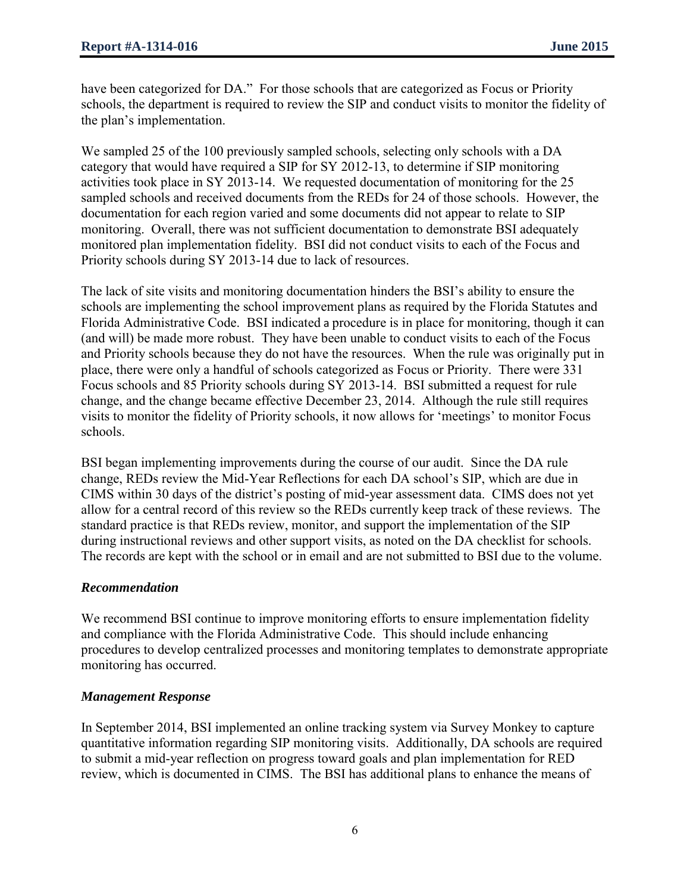have been categorized for DA." For those schools that are categorized as Focus or Priority schools, the department is required to review the SIP and conduct visits to monitor the fidelity of the plan's implementation.

We sampled 25 of the 100 previously sampled schools, selecting only schools with a DA category that would have required a SIP for SY 2012-13, to determine if SIP monitoring activities took place in SY 2013-14. We requested documentation of monitoring for the 25 sampled schools and received documents from the REDs for 24 of those schools. However, the documentation for each region varied and some documents did not appear to relate to SIP monitoring. Overall, there was not sufficient documentation to demonstrate BSI adequately monitored plan implementation fidelity. BSI did not conduct visits to each of the Focus and Priority schools during SY 2013-14 due to lack of resources.

The lack of site visits and monitoring documentation hinders the BSI's ability to ensure the schools are implementing the school improvement plans as required by the Florida Statutes and Florida Administrative Code. BSI indicated a procedure is in place for monitoring, though it can (and will) be made more robust. They have been unable to conduct visits to each of the Focus and Priority schools because they do not have the resources. When the rule was originally put in place, there were only a handful of schools categorized as Focus or Priority. There were 331 Focus schools and 85 Priority schools during SY 2013-14. BSI submitted a request for rule change, and the change became effective December 23, 2014. Although the rule still requires visits to monitor the fidelity of Priority schools, it now allows for 'meetings' to monitor Focus schools.

BSI began implementing improvements during the course of our audit. Since the DA rule change, REDs review the Mid-Year Reflections for each DA school's SIP, which are due in CIMS within 30 days of the district's posting of mid-year assessment data. CIMS does not yet allow for a central record of this review so the REDs currently keep track of these reviews. The standard practice is that REDs review, monitor, and support the implementation of the SIP during instructional reviews and other support visits, as noted on the DA checklist for schools. The records are kept with the school or in email and are not submitted to BSI due to the volume.

### *Recommendation*

We recommend BSI continue to improve monitoring efforts to ensure implementation fidelity and compliance with the Florida Administrative Code. This should include enhancing procedures to develop centralized processes and monitoring templates to demonstrate appropriate monitoring has occurred.

### *Management Response*

In September 2014, BSI implemented an online tracking system via Survey Monkey to capture quantitative information regarding SIP monitoring visits. Additionally, DA schools are required to submit a mid-year reflection on progress toward goals and plan implementation for RED review, which is documented in CIMS. The BSI has additional plans to enhance the means of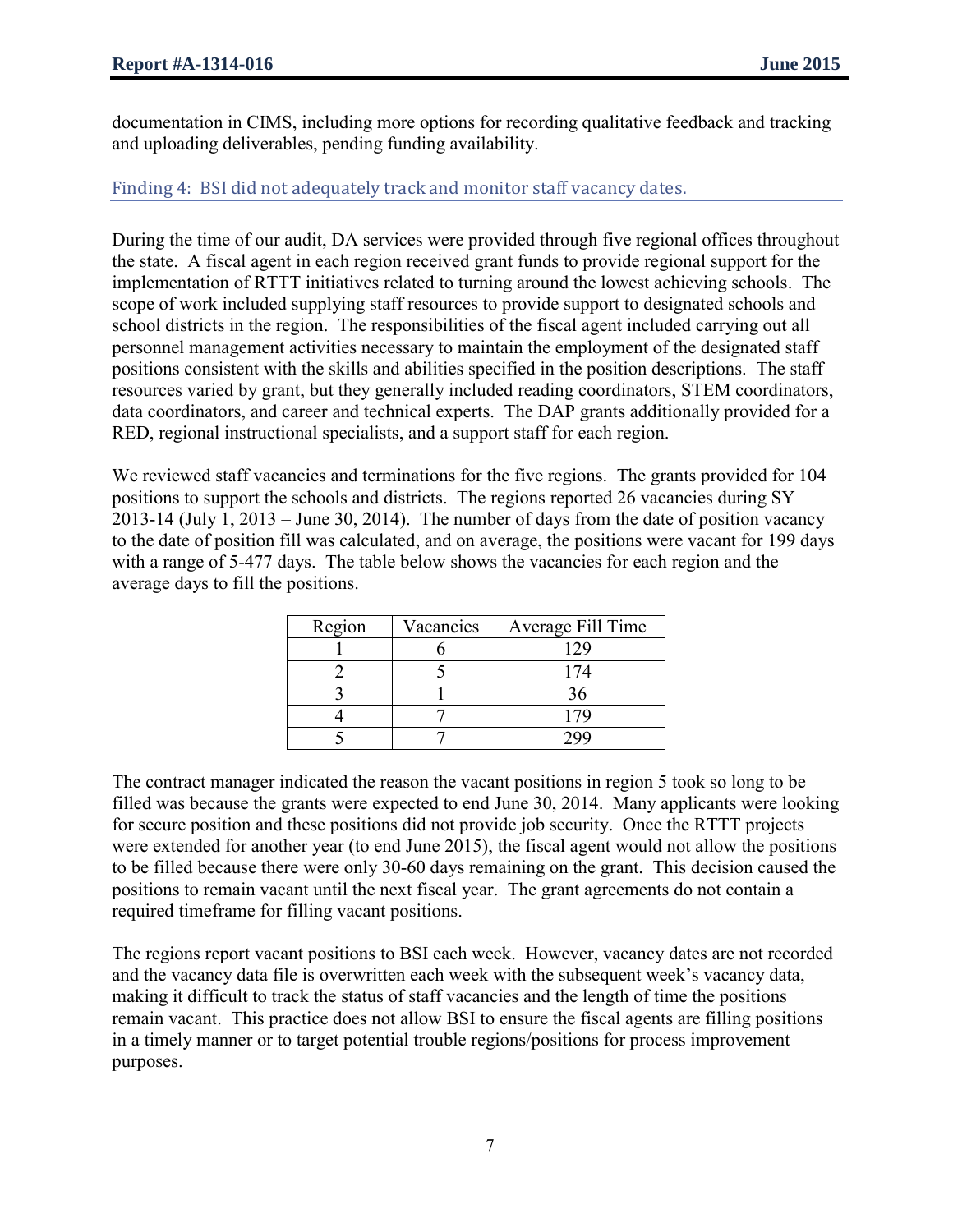documentation in CIMS, including more options for recording qualitative feedback and tracking and uploading deliverables, pending funding availability.

### Finding 4: BSI did not adequately track and monitor staff vacancy dates.

During the time of our audit, DA services were provided through five regional offices throughout the state. A fiscal agent in each region received grant funds to provide regional support for the implementation of RTTT initiatives related to turning around the lowest achieving schools. The scope of work included supplying staff resources to provide support to designated schools and school districts in the region. The responsibilities of the fiscal agent included carrying out all personnel management activities necessary to maintain the employment of the designated staff positions consistent with the skills and abilities specified in the position descriptions. The staff resources varied by grant, but they generally included reading coordinators, STEM coordinators, data coordinators, and career and technical experts. The DAP grants additionally provided for a RED, regional instructional specialists, and a support staff for each region.

We reviewed staff vacancies and terminations for the five regions. The grants provided for 104 positions to support the schools and districts. The regions reported 26 vacancies during SY 2013-14 (July 1, 2013 – June 30, 2014). The number of days from the date of position vacancy to the date of position fill was calculated, and on average, the positions were vacant for 199 days with a range of 5-477 days. The table below shows the vacancies for each region and the average days to fill the positions.

| Region | Vacancies | Average Fill Time |
|---|---|---|
| 1 | 6 | 129 |
| 2 | 5 | 174 |
| 3 | 1 | 36 |
| 4 | 7 | 179 |
| 5 | 7 | 299 |

The contract manager indicated the reason the vacant positions in region 5 took so long to be filled was because the grants were expected to end June 30, 2014. Many applicants were looking for secure position and these positions did not provide job security. Once the RTTT projects were extended for another year (to end June 2015), the fiscal agent would not allow the positions to be filled because there were only 30-60 days remaining on the grant. This decision caused the positions to remain vacant until the next fiscal year. The grant agreements do not contain a required timeframe for filling vacant positions.

The regions report vacant positions to BSI each week. However, vacancy dates are not recorded and the vacancy data file is overwritten each week with the subsequent week's vacancy data, making it difficult to track the status of staff vacancies and the length of time the positions remain vacant. This practice does not allow BSI to ensure the fiscal agents are filling positions in a timely manner or to target potential trouble regions/positions for process improvement purposes.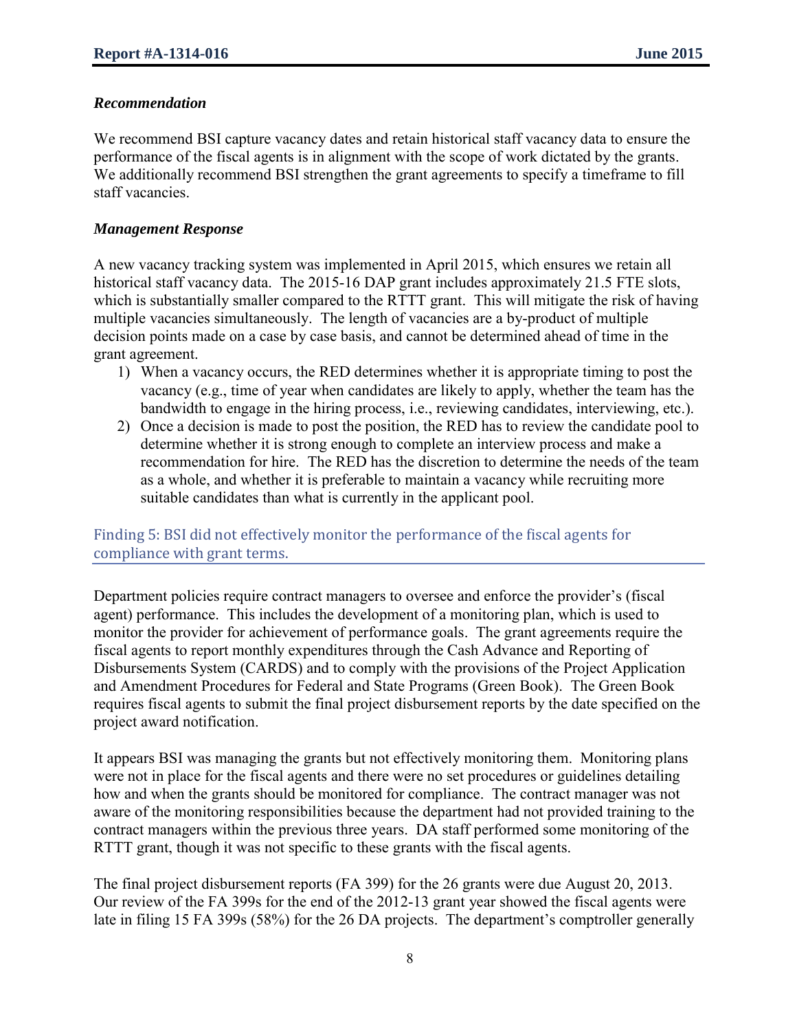### *Recommendation*

We recommend BSI capture vacancy dates and retain historical staff vacancy data to ensure the performance of the fiscal agents is in alignment with the scope of work dictated by the grants. We additionally recommend BSI strengthen the grant agreements to specify a timeframe to fill staff vacancies.

### *Management Response*

A new vacancy tracking system was implemented in April 2015, which ensures we retain all historical staff vacancy data. The 2015-16 DAP grant includes approximately 21.5 FTE slots, which is substantially smaller compared to the RTTT grant. This will mitigate the risk of having multiple vacancies simultaneously. The length of vacancies are a by-product of multiple decision points made on a case by case basis, and cannot be determined ahead of time in the grant agreement.

1) When a vacancy occurs, the RED determines whether it is appropriate timing to post the vacancy (e.g., time of year when candidates are likely to apply, whether the team has the bandwidth to engage in the hiring process, i.e., reviewing candidates, interviewing, etc.).
2) Once a decision is made to post the position, the RED has to review the candidate pool to determine whether it is strong enough to complete an interview process and make a recommendation for hire. The RED has the discretion to determine the needs of the team as a whole, and whether it is preferable to maintain a vacancy while recruiting more suitable candidates than what is currently in the applicant pool.

## Finding 5: BSI did not effectively monitor the performance of the fiscal agents for compliance with grant terms.

Department policies require contract managers to oversee and enforce the provider's (fiscal agent) performance. This includes the development of a monitoring plan, which is used to monitor the provider for achievement of performance goals. The grant agreements require the fiscal agents to report monthly expenditures through the Cash Advance and Reporting of Disbursements System (CARDS) and to comply with the provisions of the Project Application and Amendment Procedures for Federal and State Programs (Green Book). The Green Book requires fiscal agents to submit the final project disbursement reports by the date specified on the project award notification.

It appears BSI was managing the grants but not effectively monitoring them. Monitoring plans were not in place for the fiscal agents and there were no set procedures or guidelines detailing how and when the grants should be monitored for compliance. The contract manager was not aware of the monitoring responsibilities because the department had not provided training to the contract managers within the previous three years. DA staff performed some monitoring of the RTTT grant, though it was not specific to these grants with the fiscal agents.

The final project disbursement reports (FA 399) for the 26 grants were due August 20, 2013. Our review of the FA 399s for the end of the 2012-13 grant year showed the fiscal agents were late in filing 15 FA 399s (58%) for the 26 DA projects. The department's comptroller generally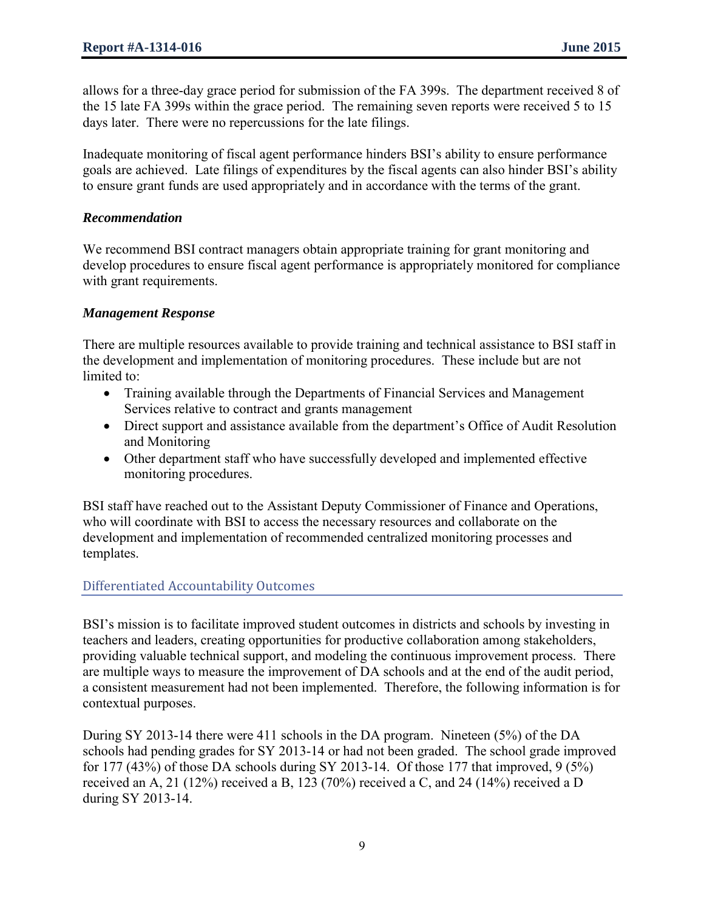allows for a three-day grace period for submission of the FA 399s. The department received 8 of the 15 late FA 399s within the grace period. The remaining seven reports were received 5 to 15 days later. There were no repercussions for the late filings.

Inadequate monitoring of fiscal agent performance hinders BSI's ability to ensure performance goals are achieved. Late filings of expenditures by the fiscal agents can also hinder BSI's ability to ensure grant funds are used appropriately and in accordance with the terms of the grant.

### *Recommendation*

We recommend BSI contract managers obtain appropriate training for grant monitoring and develop procedures to ensure fiscal agent performance is appropriately monitored for compliance with grant requirements.

### *Management Response*

There are multiple resources available to provide training and technical assistance to BSI staff in the development and implementation of monitoring procedures. These include but are not limited to:

- Training available through the Departments of Financial Services and Management Services relative to contract and grants management
- Direct support and assistance available from the department's Office of Audit Resolution and Monitoring
- Other department staff who have successfully developed and implemented effective monitoring procedures.

BSI staff have reached out to the Assistant Deputy Commissioner of Finance and Operations, who will coordinate with BSI to access the necessary resources and collaborate on the development and implementation of recommended centralized monitoring processes and templates.

## Differentiated Accountability Outcomes

BSI's mission is to facilitate improved student outcomes in districts and schools by investing in teachers and leaders, creating opportunities for productive collaboration among stakeholders, providing valuable technical support, and modeling the continuous improvement process. There are multiple ways to measure the improvement of DA schools and at the end of the audit period, a consistent measurement had not been implemented. Therefore, the following information is for contextual purposes.

During SY 2013-14 there were 411 schools in the DA program. Nineteen (5%) of the DA schools had pending grades for SY 2013-14 or had not been graded. The school grade improved for 177 (43%) of those DA schools during SY 2013-14. Of those 177 that improved, 9 (5%) received an A, 21 (12%) received a B, 123 (70%) received a C, and 24 (14%) received a D during SY 2013-14.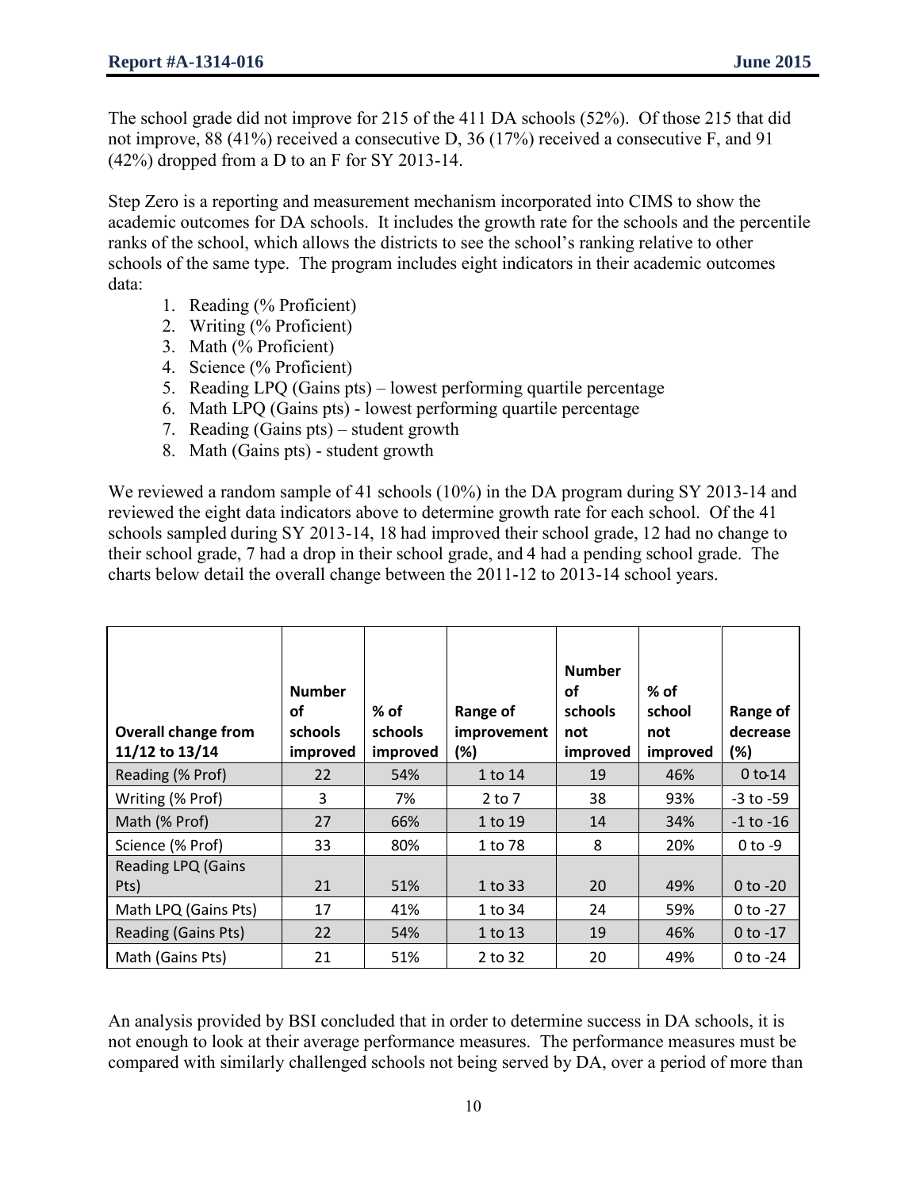The school grade did not improve for 215 of the 411 DA schools (52%). Of those 215 that did not improve, 88 (41%) received a consecutive D, 36 (17%) received a consecutive F, and 91 (42%) dropped from a D to an F for SY 2013-14.

Step Zero is a reporting and measurement mechanism incorporated into CIMS to show the academic outcomes for DA schools. It includes the growth rate for the schools and the percentile ranks of the school, which allows the districts to see the school's ranking relative to other schools of the same type. The program includes eight indicators in their academic outcomes data:

1. Reading (% Proficient)
2. Writing (% Proficient)
3. Math (% Proficient)
4. Science (% Proficient)
5. Reading LPQ (Gains pts) – lowest performing quartile percentage
6. Math LPQ (Gains pts) - lowest performing quartile percentage
7. Reading (Gains pts) – student growth
8. Math (Gains pts) - student growth

We reviewed a random sample of 41 schools (10%) in the DA program during SY 2013-14 and reviewed the eight data indicators above to determine growth rate for each school. Of the 41 schools sampled during SY 2013-14, 18 had improved their school grade, 12 had no change to their school grade, 7 had a drop in their school grade, and 4 had a pending school grade. The charts below detail the overall change between the 2011-12 to 2013-14 school years.

| Overall change from 11/12 to 13/14 | Number of schools improved | % of schools improved | Range of improvement (%) | Number of schools not improved | % of school not improved | Range of decrease (%) |
|---|---|---|---|---|---|---|
| Reading (% Prof) | 22 | 54% | 1 to 14 | 19 | 46% | 0 to-14 |
| Writing (% Prof) | 3 | 7% | 2 to 7 | 38 | 93% | -3 to -59 |
| Math (% Prof) | 27 | 66% | 1 to 19 | 14 | 34% | -1 to -16 |
| Science (% Prof) | 33 | 80% | 1 to 78 | 8 | 20% | 0 to -9 |
| Reading LPQ (Gains Pts) | 21 | 51% | 1 to 33 | 20 | 49% | 0 to -20 |
| Math LPQ (Gains Pts) | 17 | 41% | 1 to 34 | 24 | 59% | 0 to -27 |
| Reading (Gains Pts) | 22 | 54% | 1 to 13 | 19 | 46% | 0 to -17 |
| Math (Gains Pts) | 21 | 51% | 2 to 32 | 20 | 49% | 0 to -24 |

An analysis provided by BSI concluded that in order to determine success in DA schools, it is not enough to look at their average performance measures. The performance measures must be compared with similarly challenged schools not being served by DA, over a period of more than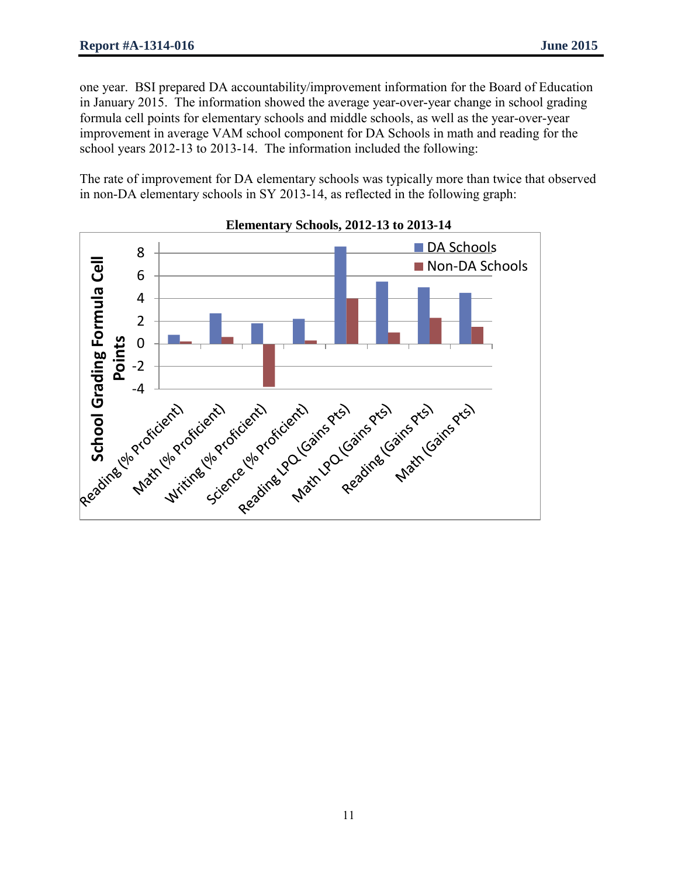one year. BSI prepared DA accountability/improvement information for the Board of Education in January 2015. The information showed the average year-over-year change in school grading formula cell points for elementary schools and middle schools, as well as the year-over-year improvement in average VAM school component for DA Schools in math and reading for the school years 2012-13 to 2013-14. The information included the following:

The rate of improvement for DA elementary schools was typically more than twice that observed in non-DA elementary schools in SY 2013-14, as reflected in the following graph:

**Elementary Schools, 2012-13 to 2013-14**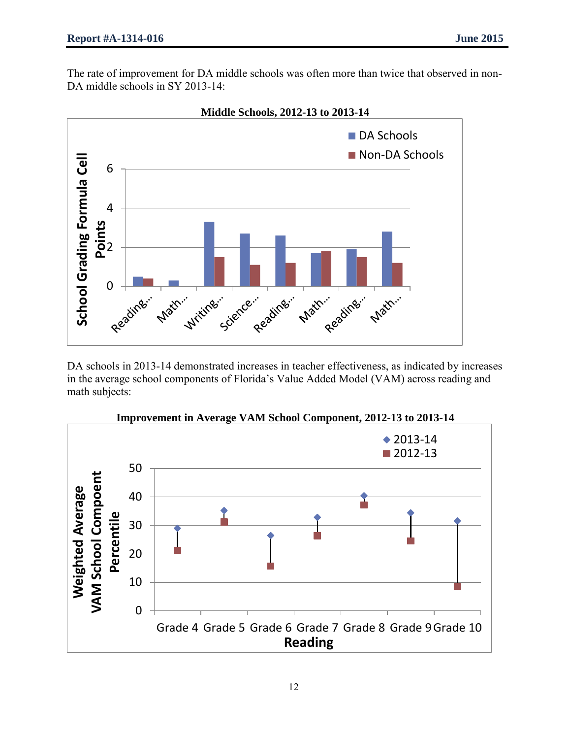The rate of improvement for DA middle schools was often more than twice that observed in non-DA middle schools in SY 2013-14:

**Middle Schools, 2012-13 to 2013-14**

DA schools in 2013-14 demonstrated increases in teacher effectiveness, as indicated by increases in the average school components of Florida's Value Added Model (VAM) across reading and math subjects:

**Improvement in Average VAM School Component, 2012-13 to 2013-14**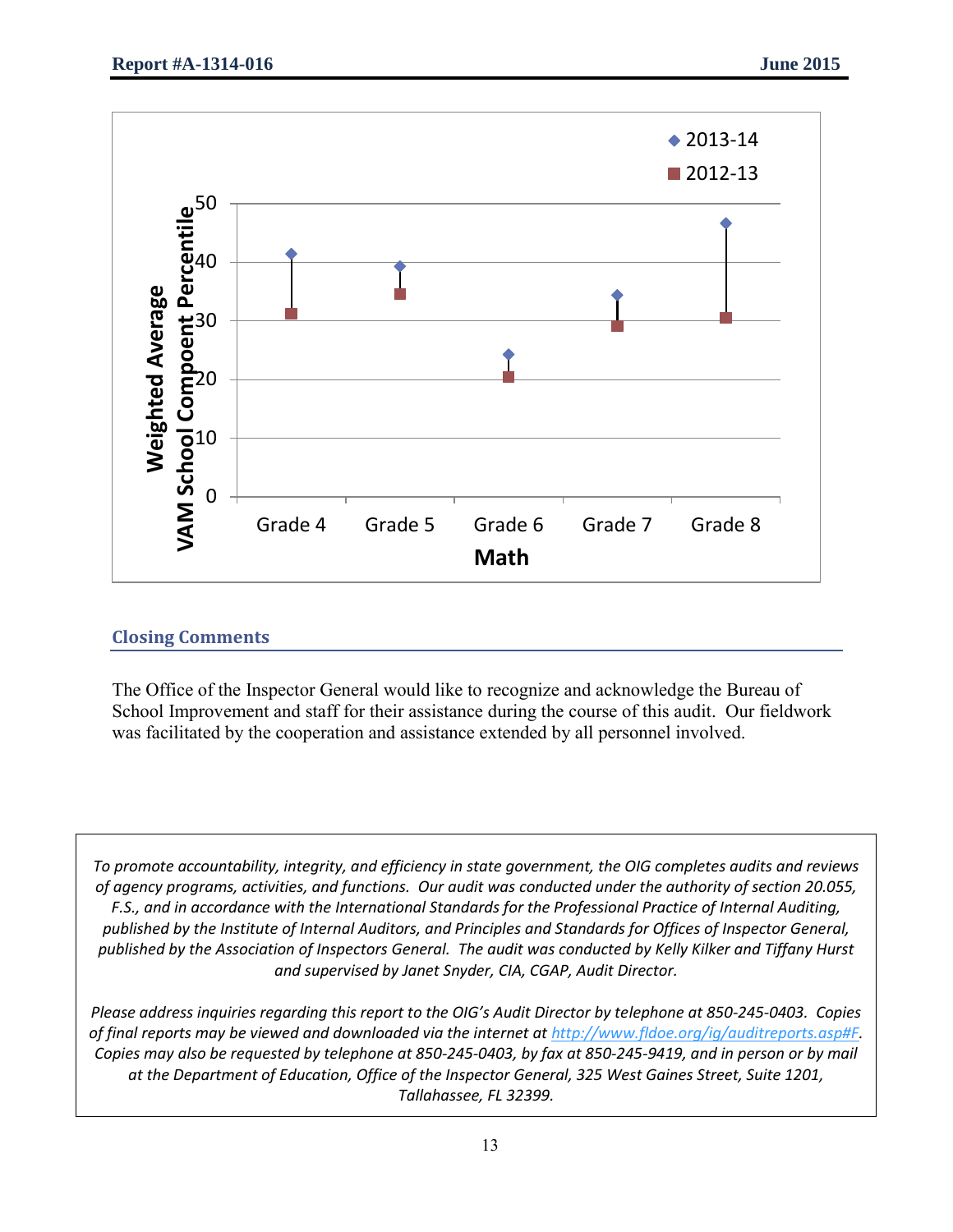2013-14
2012-13

Weighted Average VAM School Compoent Percentile

50
40
30
20
10
0

Grade 4
Grade 5
Grade 6
Grade 7
Grade 8

Math

## Closing Comments

The Office of the Inspector General would like to recognize and acknowledge the Bureau of School Improvement and staff for their assistance during the course of this audit. Our fieldwork was facilitated by the cooperation and assistance extended by all personnel involved.

*To promote accountability, integrity, and efficiency in state government, the OIG completes audits and reviews of agency programs, activities, and functions. Our audit was conducted under the authority of section 20.055, F.S., and in accordance with the International Standards for the Professional Practice of Internal Auditing, published by the Institute of Internal Auditors, and Principles and Standards for Offices of Inspector General, published by the Association of Inspectors General. The audit was conducted by Kelly Kilker and Tiffany Hurst and supervised by Janet Snyder, CIA, CGAP, Audit Director.*

*Please address inquiries regarding this report to the OIG's Audit Director by telephone at 850-245-0403. Copies of final reports may be viewed and downloaded via the internet at [http://www.fldoe.org/ig/auditreports.asp#F](http://www.fldoe.org/ig/auditreports.asp#F). Copies may also be requested by telephone at 850-245-0403, by fax at 850-245-9419, and in person or by mail at the Department of Education, Office of the Inspector General, 325 West Gaines Street, Suite 1201, Tallahassee, FL 32399.*